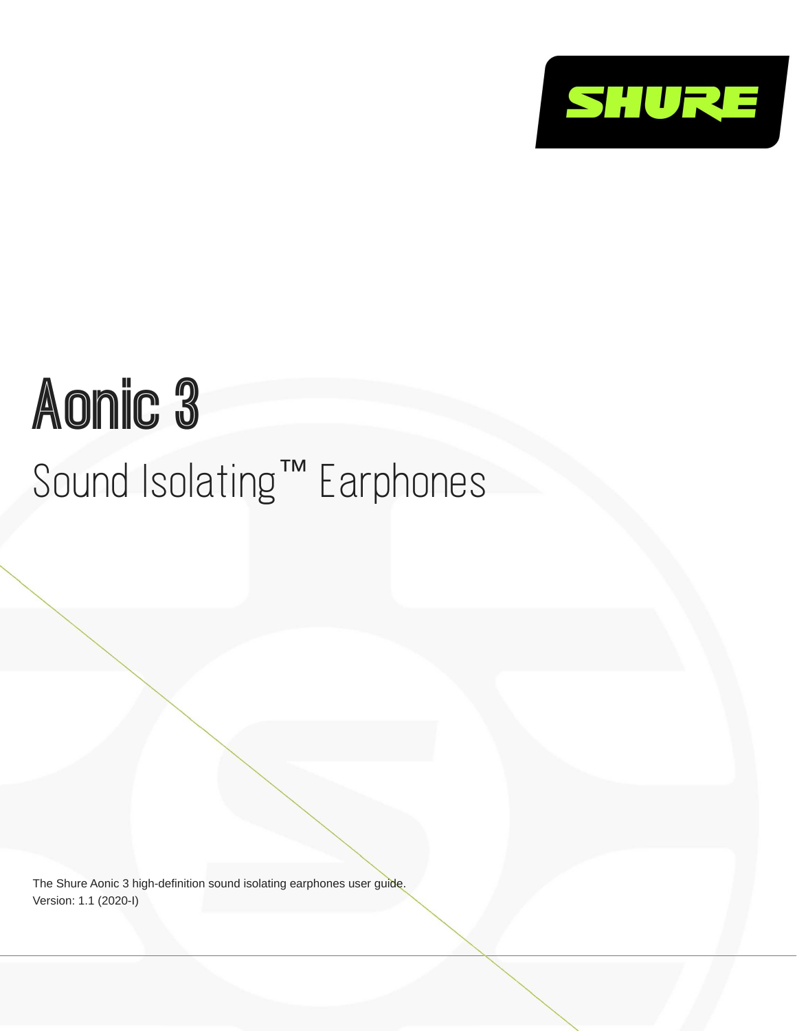SHURE

# Aonic 3

## Sound Isolating™ Earphones

The Shure Aonic 3 high-definition sound isolating earphones user guide.
Version: 1.1 (2020-I)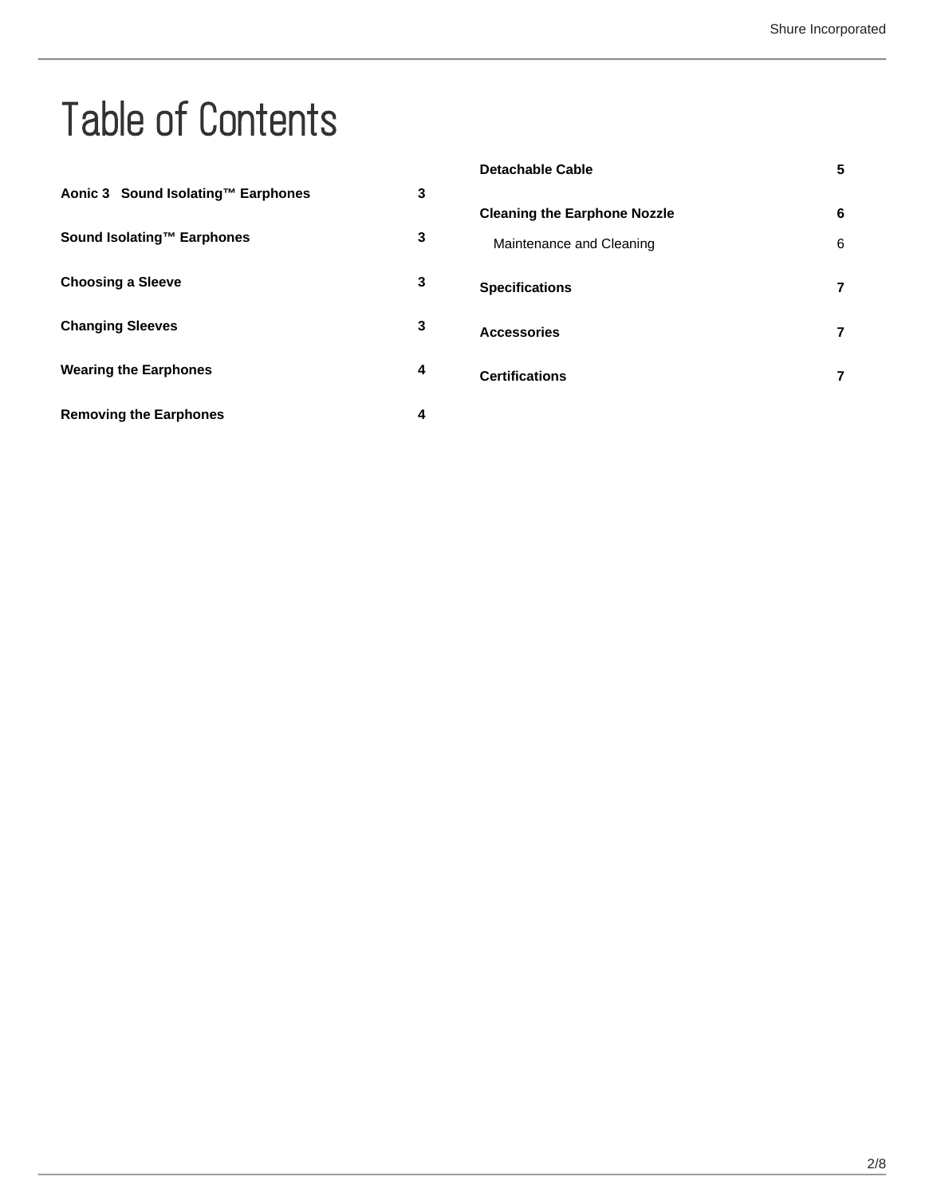# Table of Contents

**Aonic 3 Sound Isolating™ Earphones** **3**

**Sound Isolating™ Earphones** **3**

**Choosing a Sleeve** **3**

**Changing Sleeves** **3**

**Wearing the Earphones** **4**

**Removing the Earphones** **4**

**Detachable Cable** **5**

**Cleaning the Earphone Nozzle** **6**

Maintenance and Cleaning 6

**Specifications** **7**

**Accessories** **7**

**Certifications** **7**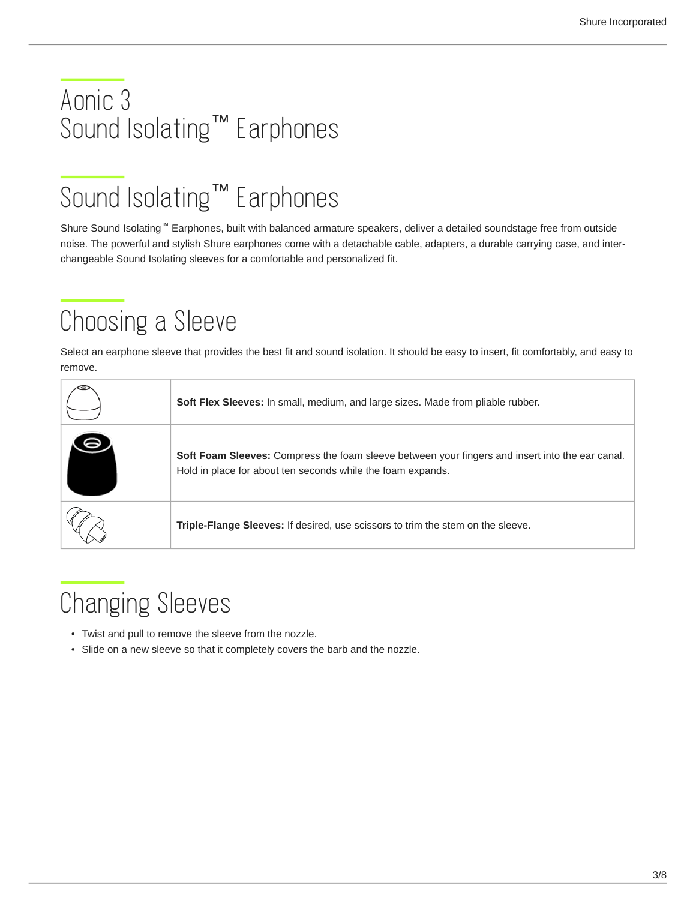# Aonic 3
# Sound Isolating™ Earphones

## Sound Isolating™ Earphones

Shure Sound Isolating™ Earphones, built with balanced armature speakers, deliver a detailed soundstage free from outside noise. The powerful and stylish Shure earphones come with a detachable cable, adapters, a durable carrying case, and interchangeable Sound Isolating sleeves for a comfortable and personalized fit.

## Choosing a Sleeve

Select an earphone sleeve that provides the best fit and sound isolation. It should be easy to insert, fit comfortably, and easy to remove.

| | |
|---|---|
| | **Soft Flex Sleeves:** In small, medium, and large sizes. Made from pliable rubber. |
| | **Soft Foam Sleeves:** Compress the foam sleeve between your fingers and insert into the ear canal. Hold in place for about ten seconds while the foam expands. |
| | **Triple-Flange Sleeves:** If desired, use scissors to trim the stem on the sleeve. |

## Changing Sleeves

- Twist and pull to remove the sleeve from the nozzle.
- Slide on a new sleeve so that it completely covers the barb and the nozzle.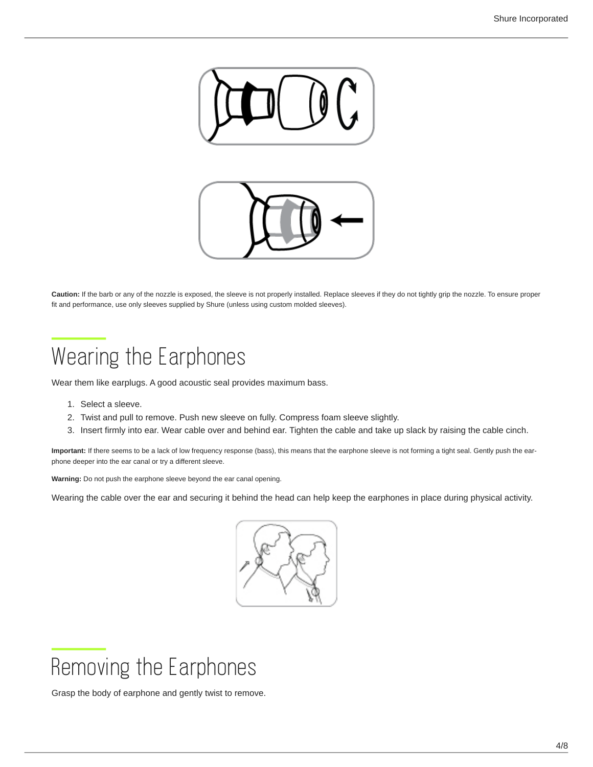**Caution:** If the barb or any of the nozzle is exposed, the sleeve is not properly installed. Replace sleeves if they do not tightly grip the nozzle. To ensure proper fit and performance, use only sleeves supplied by Shure (unless using custom molded sleeves).

## Wearing the Earphones

Wear them like earplugs. A good acoustic seal provides maximum bass.

1. Select a sleeve.
2. Twist and pull to remove. Push new sleeve on fully. Compress foam sleeve slightly.
3. Insert firmly into ear. Wear cable over and behind ear. Tighten the cable and take up slack by raising the cable cinch.

**Important:** If there seems to be a lack of low frequency response (bass), this means that the earphone sleeve is not forming a tight seal. Gently push the earphone deeper into the ear canal or try a different sleeve.

**Warning:** Do not push the earphone sleeve beyond the ear canal opening.

Wearing the cable over the ear and securing it behind the head can help keep the earphones in place during physical activity.

## Removing the Earphones

Grasp the body of earphone and gently twist to remove.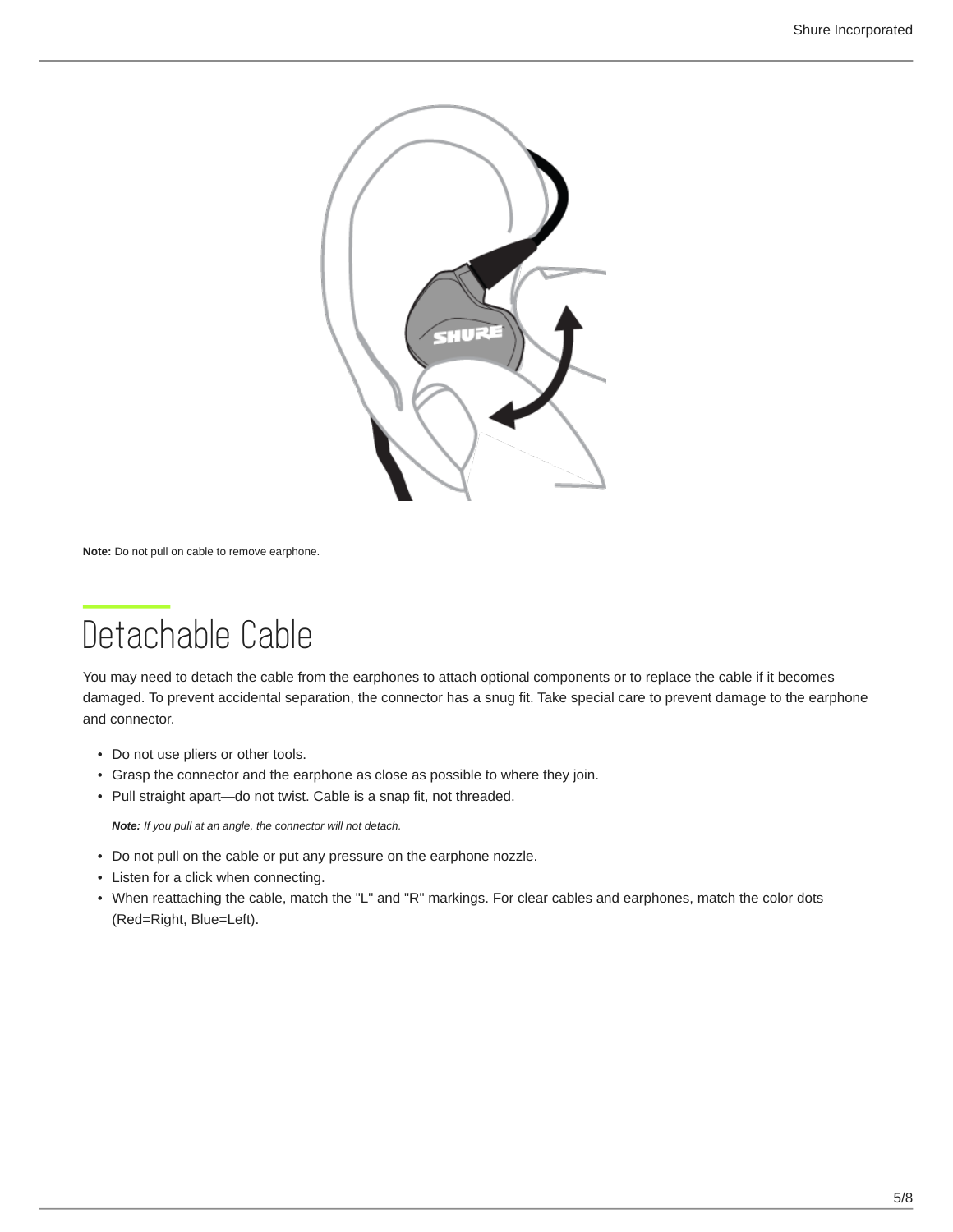**Note:** Do not pull on cable to remove earphone.

## Detachable Cable

You may need to detach the cable from the earphones to attach optional components or to replace the cable if it becomes damaged. To prevent accidental separation, the connector has a snug fit. Take special care to prevent damage to the earphone and connector.

- Do not use pliers or other tools.
- Grasp the connector and the earphone as close as possible to where they join.
- Pull straight apart—do not twist. Cable is a snap fit, not threaded.

  ***Note:*** *If you pull at an angle, the connector will not detach.*

- Do not pull on the cable or put any pressure on the earphone nozzle.
- Listen for a click when connecting.
- When reattaching the cable, match the "L" and "R" markings. For clear cables and earphones, match the color dots (Red=Right, Blue=Left).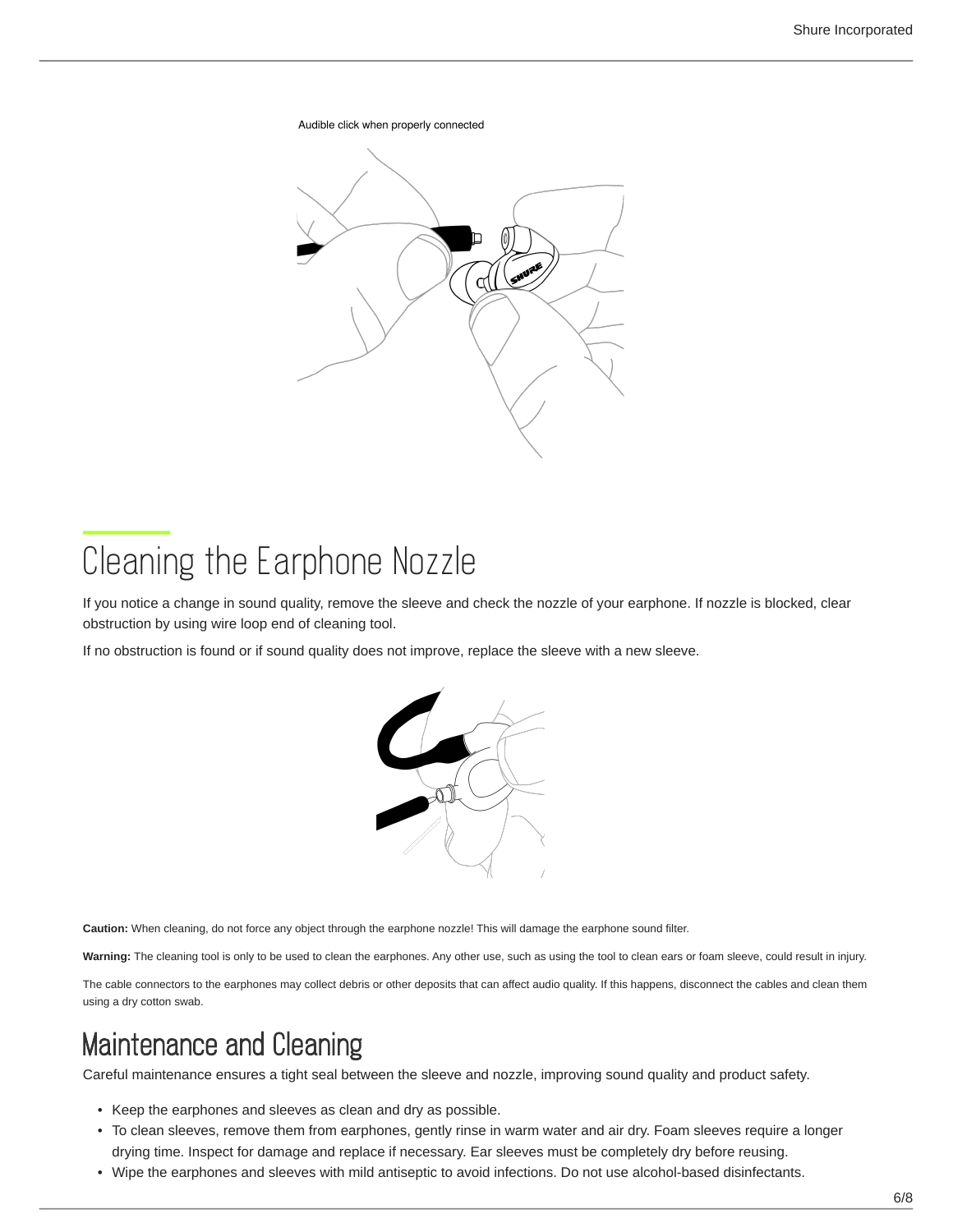Audible click when properly connected

## Cleaning the Earphone Nozzle

If you notice a change in sound quality, remove the sleeve and check the nozzle of your earphone. If nozzle is blocked, clear obstruction by using wire loop end of cleaning tool.

If no obstruction is found or if sound quality does not improve, replace the sleeve with a new sleeve.

**Caution:** When cleaning, do not force any object through the earphone nozzle! This will damage the earphone sound filter.

**Warning:** The cleaning tool is only to be used to clean the earphones. Any other use, such as using the tool to clean ears or foam sleeve, could result in injury.

The cable connectors to the earphones may collect debris or other deposits that can affect audio quality. If this happens, disconnect the cables and clean them using a dry cotton swab.

## Maintenance and Cleaning

Careful maintenance ensures a tight seal between the sleeve and nozzle, improving sound quality and product safety.

- Keep the earphones and sleeves as clean and dry as possible.
- To clean sleeves, remove them from earphones, gently rinse in warm water and air dry. Foam sleeves require a longer drying time. Inspect for damage and replace if necessary. Ear sleeves must be completely dry before reusing.
- Wipe the earphones and sleeves with mild antiseptic to avoid infections. Do not use alcohol-based disinfectants.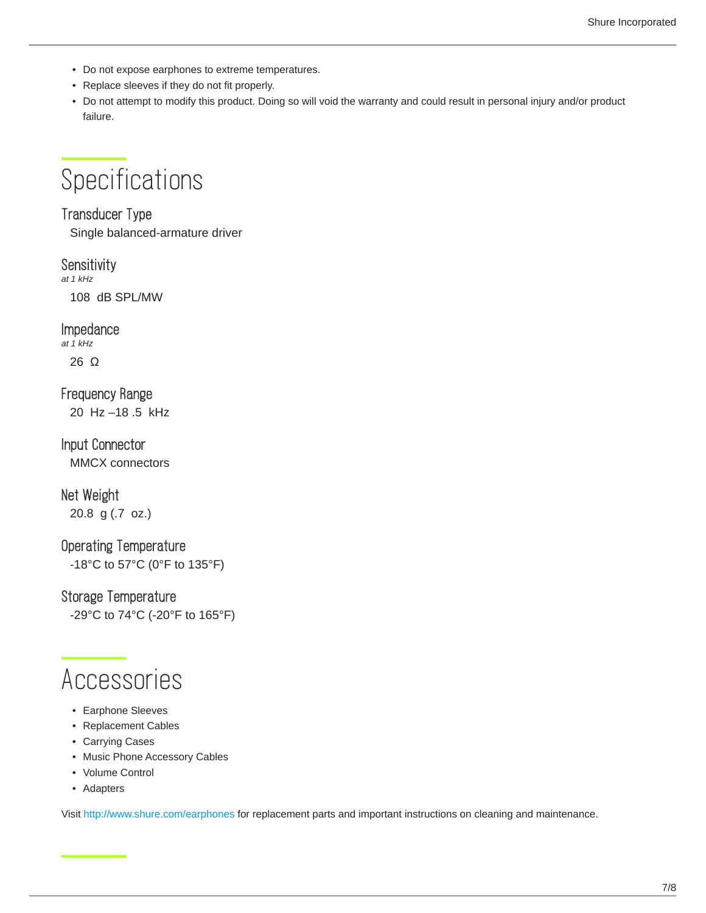- Do not expose earphones to extreme temperatures.
- Replace sleeves if they do not fit properly.
- Do not attempt to modify this product. Doing so will void the warranty and could result in personal injury and/or product failure.

# Specifications

### Transducer Type

Single balanced-armature driver

### Sensitivity

*at 1 kHz*

108 dB SPL/MW

### Impedance

*at 1 kHz*

26 Ω

### Frequency Range

20 Hz –18 .5 kHz

### Input Connector

MMCX connectors

### Net Weight

20.8 g (.7 oz.)

### Operating Temperature

-18°C to 57°C (0°F to 135°F)

### Storage Temperature

-29°C to 74°C (-20°F to 165°F)

# Accessories

- Earphone Sleeves
- Replacement Cables
- Carrying Cases
- Music Phone Accessory Cables
- Volume Control
- Adapters

Visit http://www.shure.com/earphones for replacement parts and important instructions on cleaning and maintenance.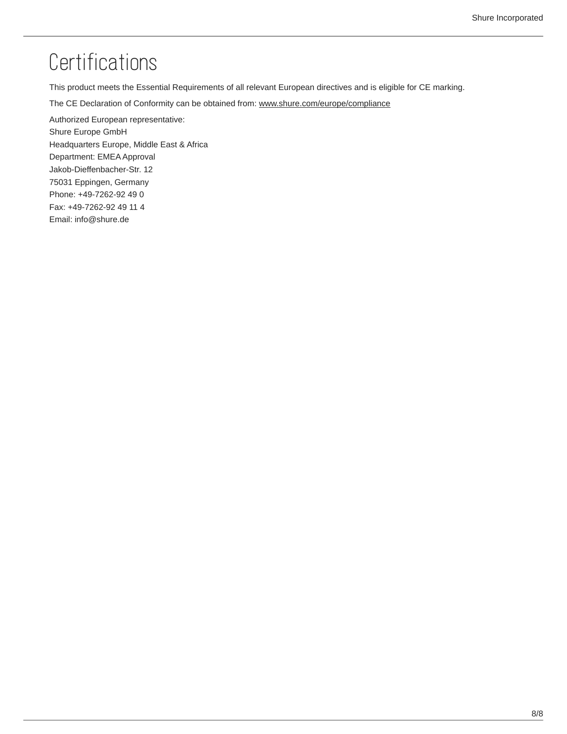# Certifications

This product meets the Essential Requirements of all relevant European directives and is eligible for CE marking.

The CE Declaration of Conformity can be obtained from: www.shure.com/europe/compliance

Authorized European representative:
Shure Europe GmbH
Headquarters Europe, Middle East & Africa
Department: EMEA Approval
Jakob-Dieffenbacher-Str. 12
75031 Eppingen, Germany
Phone: +49-7262-92 49 0
Fax: +49-7262-92 49 11 4
Email: info@shure.de